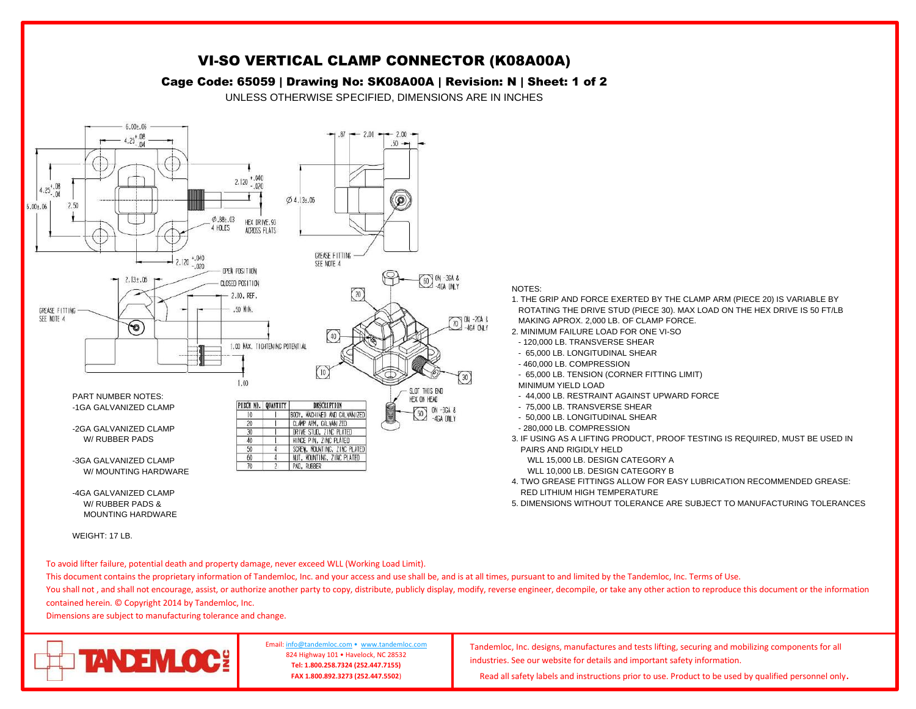# VI-SO VERTICAL CLAMP CONNECTOR (K08A00A)

## Cage Code: 65059 | Drawing No: SK08A00A | Revision: N | Sheet: 1 of 2

UNLESS OTHERWISE SPECIFIED, DIMENSIONS ARE IN INCHES

PART NUMBER NOTES:

-1GA GALVANIZED CLAMP

-2GA GALVANIZED CLAMP
W/ RUBBER PADS

-3GA GALVANIZED CLAMP
W/ MOUNTING HARDWARE

-4GA GALVANIZED CLAMP
W/ RUBBER PADS &
MOUNTING HARDWARE

WEIGHT: 17 LB.

| PIECE NO. | QUANTITY | DESCRIPTION |
|---|---|---|
| 10 | 1 | BODY, MACHINED AND GALVANIZED |
| 20 | 1 | CLAMP ARM, GALVANIZED |
| 30 | 1 | DRIVE STUD, ZINC PLATED |
| 40 | 1 | HINGE PIN, ZINC PLATED |
| 50 | 4 | SCREW, MOUNTING, ZINC PLATED |
| 60 | 4 | NUT, MOUNTING, ZINC PLATED |
| 70 | 2 | PAD, RUBBER |

NOTES:

1. THE GRIP AND FORCE EXERTED BY THE CLAMP ARM (PIECE 20) IS VARIABLE BY ROTATING THE DRIVE STUD (PIECE 30). MAX LOAD ON THE HEX DRIVE IS 50 FT/LB MAKING APROX. 2,000 LB. OF CLAMP FORCE.
2. MINIMUM FAILURE LOAD FOR ONE VI-SO
   - 120,000 LB. TRANSVERSE SHEAR
   - 65,000 LB. LONGITUDINAL SHEAR
   - 460,000 LB. COMPRESSION
   - 65,000 LB. TENSION (CORNER FITTING LIMIT)

   MINIMUM YIELD LOAD
   - 44,000 LB. RESTRAINT AGAINST UPWARD FORCE
   - 75,000 LB. TRANSVERSE SHEAR
   - 50,000 LB. LONGITUDINAL SHEAR
   - 280,000 LB. COMPRESSION
3. IF USING AS A LIFTING PRODUCT, PROOF TESTING IS REQUIRED, MUST BE USED IN PAIRS AND RIGIDLY HELD
   WLL 15,000 LB. DESIGN CATEGORY A
   WLL 10,000 LB. DESIGN CATEGORY B
4. TWO GREASE FITTINGS ALLOW FOR EASY LUBRICATION RECOMMENDED GREASE: RED LITHIUM HIGH TEMPERATURE
5. DIMENSIONS WITHOUT TOLERANCE ARE SUBJECT TO MANUFACTURING TOLERANCES

To avoid lifter failure, potential death and property damage, never exceed WLL (Working Load Limit).

This document contains the proprietary information of Tandemloc, Inc. and your access and use shall be, and is at all times, pursuant to and limited by the Tandemloc, Inc. Terms of Use.

You shall not , and shall not encourage, assist, or authorize another party to copy, distribute, publicly display, modify, reverse engineer, decompile, or take any other action to reproduce this document or the information contained herein. © Copyright 2014 by Tandemloc, Inc.

Dimensions are subject to manufacturing tolerance and change.

TANDEMLOC INC

Email: info@tandemloc.com • www.tandemloc.com
824 Highway 101 • Havelock, NC 28532
**Tel: 1.800.258.7324 (252.447.7155)**
**FAX 1.800.892.3273 (252.447.5502)**

Tandemloc, Inc. designs, manufactures and tests lifting, securing and mobilizing components for all industries. See our website for details and important safety information.

Read all safety labels and instructions prior to use. Product to be used by qualified personnel only.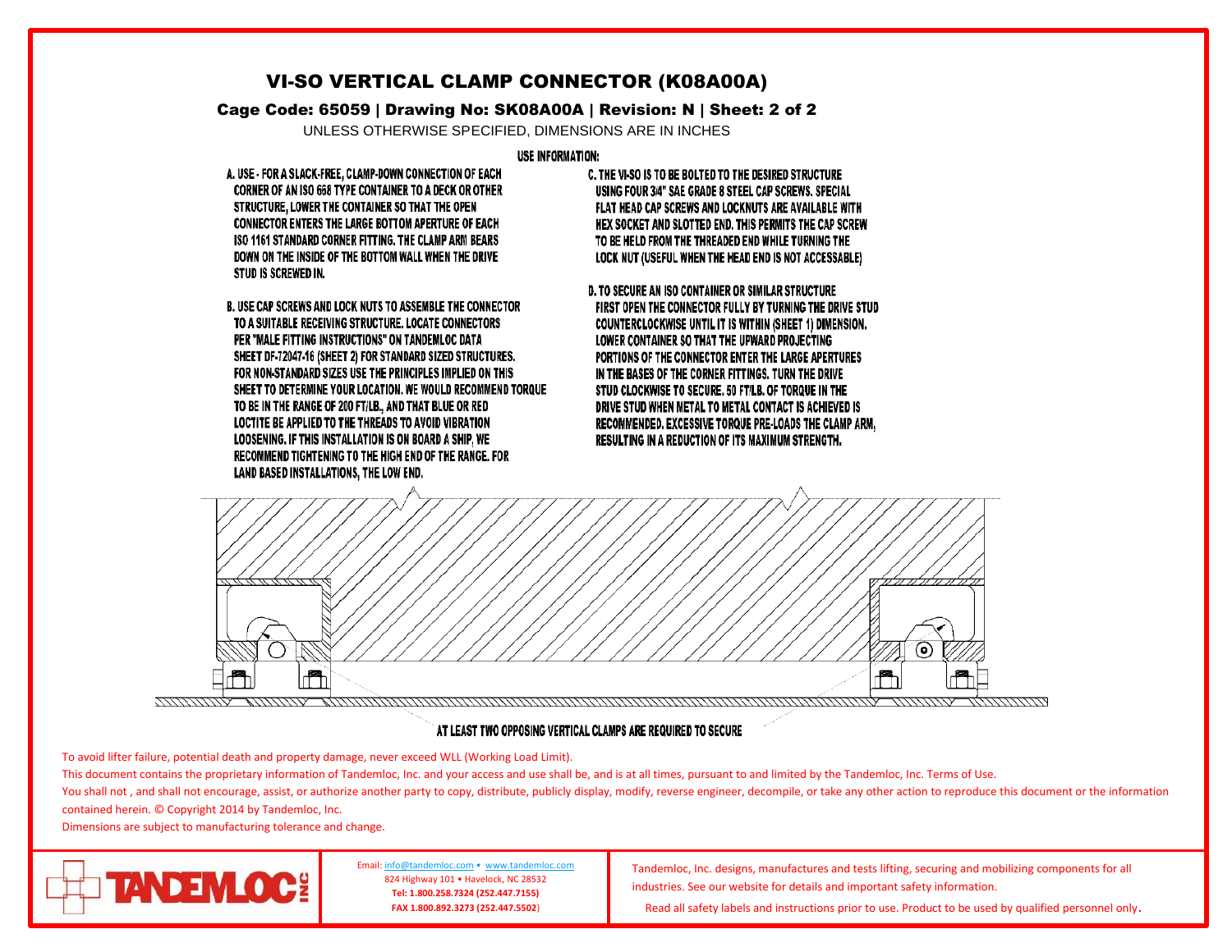# VI-SO VERTICAL CLAMP CONNECTOR (K08A00A)

**Cage Code: 65059 | Drawing No: SK08A00A | Revision: N | Sheet: 2 of 2**

UNLESS OTHERWISE SPECIFIED, DIMENSIONS ARE IN INCHES

## USE INFORMATION:

A. USE - FOR A SLACK-FREE, CLAMP-DOWN CONNECTION OF EACH CORNER OF AN ISO 668 TYPE CONTAINER TO A DECK OR OTHER STRUCTURE, LOWER THE CONTAINER SO THAT THE OPEN CONNECTOR ENTERS THE LARGE BOTTOM APERTURE OF EACH ISO 1161 STANDARD CORNER FITTING. THE CLAMP ARM BEARS DOWN ON THE INSIDE OF THE BOTTOM WALL WHEN THE DRIVE STUD IS SCREWED IN.

B. USE CAP SCREWS AND LOCK NUTS TO ASSEMBLE THE CONNECTOR TO A SUITABLE RECEIVING STRUCTURE. LOCATE CONNECTORS PER "MALE FITTING INSTRUCTIONS" ON TANDEMLOC DATA SHEET DF-72047-16 (SHEET 2) FOR STANDARD SIZED STRUCTURES. FOR NON-STANDARD SIZES USE THE PRINCIPLES IMPLIED ON THIS SHEET TO DETERMINE YOUR LOCATION. WE WOULD RECOMMEND TORQUE TO BE IN THE RANGE OF 200 FT/LB., AND THAT BLUE OR RED LOCTITE BE APPLIED TO THE THREADS TO AVOID VIBRATION LOOSENING. IF THIS INSTALLATION IS ON BOARD A SHIP, WE RECOMMEND TIGHTENING TO THE HIGH END OF THE RANGE. FOR LAND BASED INSTALLATIONS, THE LOW END.

C. THE VI-SO IS TO BE BOLTED TO THE DESIRED STRUCTURE USING FOUR 3/4" SAE GRADE 8 STEEL CAP SCREWS. SPECIAL FLAT HEAD CAP SCREWS AND LOCKNUTS ARE AVAILABLE WITH HEX SOCKET AND SLOTTED END. THIS PERMITS THE CAP SCREW TO BE HELD FROM THE THREADED END WHILE TURNING THE LOCK NUT (USEFUL WHEN THE HEAD END IS NOT ACCESSABLE)

D. TO SECURE AN ISO CONTAINER OR SIMILAR STRUCTURE FIRST OPEN THE CONNECTOR FULLY BY TURNING THE DRIVE STUD COUNTERCLOCKWISE UNTIL IT IS WITHIN (SHEET 1) DIMENSION. LOWER CONTAINER SO THAT THE UPWARD PROJECTING PORTIONS OF THE CONNECTOR ENTER THE LARGE APERTURES IN THE BASES OF THE CORNER FITTINGS. TURN THE DRIVE STUD CLOCKWISE TO SECURE. 50 FT/LB. OF TORQUE IN THE DRIVE STUD WHEN METAL TO METAL CONTACT IS ACHIEVED IS RECOMMENDED. EXCESSIVE TORQUE PRE-LOADS THE CLAMP ARM, RESULTING IN A REDUCTION OF ITS MAXIMUM STRENGTH.

AT LEAST TWO OPPOSING VERTICAL CLAMPS ARE REQUIRED TO SECURE

To avoid lifter failure, potential death and property damage, never exceed WLL (Working Load Limit).

This document contains the proprietary information of Tandemloc, Inc. and your access and use shall be, and is at all times, pursuant to and limited by the Tandemloc, Inc. Terms of Use.

You shall not , and shall not encourage, assist, or authorize another party to copy, distribute, publicly display, modify, reverse engineer, decompile, or take any other action to reproduce this document or the information contained herein. © Copyright 2014 by Tandemloc, Inc.

Dimensions are subject to manufacturing tolerance and change.

TANDEMLOC INC

Email: info@tandemloc.com • www.tandemloc.com
824 Highway 101 • Havelock, NC 28532
**Tel: 1.800.258.7324 (252.447.7155)**
**FAX 1.800.892.3273 (252.447.5502)**

Tandemloc, Inc. designs, manufactures and tests lifting, securing and mobilizing components for all industries. See our website for details and important safety information.

Read all safety labels and instructions prior to use. Product to be used by qualified personnel only.